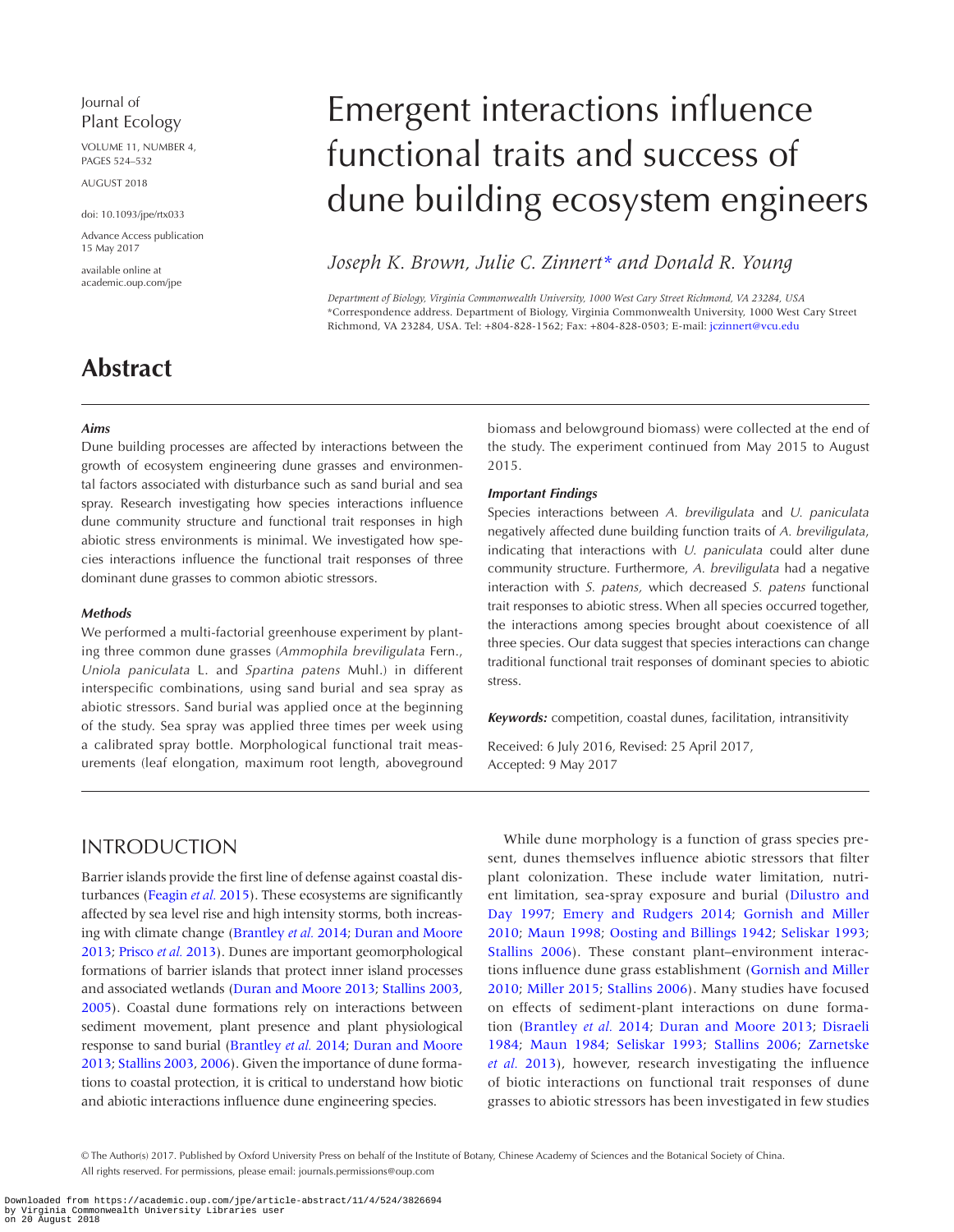Journal of Plant Ecology

VOLUME 11, NUMBER 4, PAGES 524–532

AUGUST 2018

doi: 10.1093/jpe/rtx033

Advance Access publication 15 May 2017

available online at academic.oup.com/jpe

# Emergent interactions influence functional traits and success of dune building ecosystem engineers

*Joseph K. Brown, Julie C. Zinnert\* and Donald R. Young*

*Department of Biology, Virginia Commonwealth University, 1000 West Cary Street Richmond, VA 23284, USA*
\*Correspondence address. Department of Biology, Virginia Commonwealth University, 1000 West Cary Street Richmond, VA 23284, USA. Tel: +804-828-1562; Fax: +804-828-0503; E-mail: jczinnert@vcu.edu

## Abstract

### *Aims*

Dune building processes are affected by interactions between the growth of ecosystem engineering dune grasses and environmental factors associated with disturbance such as sand burial and sea spray. Research investigating how species interactions influence dune community structure and functional trait responses in high abiotic stress environments is minimal. We investigated how species interactions influence the functional trait responses of three dominant dune grasses to common abiotic stressors.

### *Methods*

We performed a multi-factorial greenhouse experiment by planting three common dune grasses (*Ammophila breviligulata* Fern., *Uniola paniculata* L. and *Spartina patens* Muhl.) in different interspecific combinations, using sand burial and sea spray as abiotic stressors. Sand burial was applied once at the beginning of the study. Sea spray was applied three times per week using a calibrated spray bottle. Morphological functional trait measurements (leaf elongation, maximum root length, aboveground biomass and belowground biomass) were collected at the end of the study. The experiment continued from May 2015 to August 2015.

### *Important Findings*

Species interactions between *A. breviligulata* and *U. paniculata* negatively affected dune building function traits of *A. breviligulata*, indicating that interactions with *U. paniculata* could alter dune community structure. Furthermore, *A. breviligulata* had a negative interaction with *S. patens,* which decreased *S. patens* functional trait responses to abiotic stress. When all species occurred together, the interactions among species brought about coexistence of all three species. Our data suggest that species interactions can change traditional functional trait responses of dominant species to abiotic stress.

***Keywords:*** competition, coastal dunes, facilitation, intransitivity

Received: 6 July 2016, Revised: 25 April 2017, Accepted: 9 May 2017

## INTRODUCTION

Barrier islands provide the first line of defense against coastal disturbances (Feagin *et al.* 2015). These ecosystems are significantly affected by sea level rise and high intensity storms, both increasing with climate change (Brantley *et al.* 2014; Duran and Moore 2013; Prisco *et al.* 2013). Dunes are important geomorphological formations of barrier islands that protect inner island processes and associated wetlands (Duran and Moore 2013; Stallins 2003, 2005). Coastal dune formations rely on interactions between sediment movement, plant presence and plant physiological response to sand burial (Brantley *et al.* 2014; Duran and Moore 2013; Stallins 2003, 2006). Given the importance of dune formations to coastal protection, it is critical to understand how biotic and abiotic interactions influence dune engineering species.

While dune morphology is a function of grass species present, dunes themselves influence abiotic stressors that filter plant colonization. These include water limitation, nutrient limitation, sea-spray exposure and burial (Dilustro and Day 1997; Emery and Rudgers 2014; Gornish and Miller 2010; Maun 1998; Oosting and Billings 1942; Seliskar 1993; Stallins 2006). These constant plant–environment interactions influence dune grass establishment (Gornish and Miller 2010; Miller 2015; Stallins 2006). Many studies have focused on effects of sediment-plant interactions on dune formation (Brantley *et al.* 2014; Duran and Moore 2013; Disraeli 1984; Maun 1984; Seliskar 1993; Stallins 2006; Zarnetske *et al.* 2013), however, research investigating the influence of biotic interactions on functional trait responses of dune grasses to abiotic stressors has been investigated in few studies

© The Author(s) 2017. Published by Oxford University Press on behalf of the Institute of Botany, Chinese Academy of Sciences and the Botanical Society of China. All rights reserved. For permissions, please email: journals.permissions@oup.com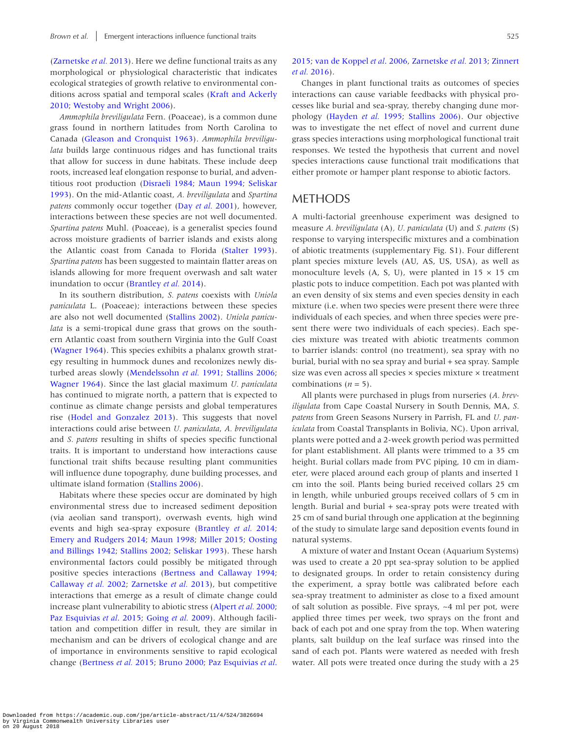(Zarnetske *et al.* 2013). Here we define functional traits as any morphological or physiological characteristic that indicates ecological strategies of growth relative to environmental conditions across spatial and temporal scales (Kraft and Ackerly 2010; Westoby and Wright 2006).

*Ammophila breviligulata* Fern. (Poaceae), is a common dune grass found in northern latitudes from North Carolina to Canada (Gleason and Cronquist 1963). *Ammophila breviligulata* builds large continuous ridges and has functional traits that allow for success in dune habitats. These include deep roots, increased leaf elongation response to burial, and adventitious root production (Disraeli 1984; Maun 1994; Seliskar 1993). On the mid-Atlantic coast, *A. breviligulata* and *Spartina patens* commonly occur together (Day *et al.* 2001), however, interactions between these species are not well documented. *Spartina patens* Muhl. (Poaceae), is a generalist species found across moisture gradients of barrier islands and exists along the Atlantic coast from Canada to Florida (Stalter 1993). *Spartina patens* has been suggested to maintain flatter areas on islands allowing for more frequent overwash and salt water inundation to occur (Brantley *et al.* 2014).

In its southern distribution, *S. patens* coexists with *Uniola paniculata* L. (Poaceae); interactions between these species are also not well documented (Stallins 2002). *Uniola paniculata* is a semi-tropical dune grass that grows on the southern Atlantic coast from southern Virginia into the Gulf Coast (Wagner 1964). This species exhibits a phalanx growth strategy resulting in hummock dunes and recolonizes newly disturbed areas slowly (Mendelssohn *et al.* 1991; Stallins 2006; Wagner 1964). Since the last glacial maximum *U. paniculata* has continued to migrate north, a pattern that is expected to continue as climate change persists and global temperatures rise (Hodel and Gonzalez 2013). This suggests that novel interactions could arise between *U. paniculata*, *A. breviligulata* and *S. patens* resulting in shifts of species specific functional traits. It is important to understand how interactions cause functional trait shifts because resulting plant communities will influence dune topography, dune building processes, and ultimate island formation (Stallins 2006).

Habitats where these species occur are dominated by high environmental stress due to increased sediment deposition (via aeolian sand transport), overwash events, high wind events and high sea-spray exposure (Brantley *et al.* 2014; Emery and Rudgers 2014; Maun 1998; Miller 2015; Oosting and Billings 1942; Stallins 2002; Seliskar 1993). These harsh environmental factors could possibly be mitigated through positive species interactions (Bertness and Callaway 1994; Callaway *et al.* 2002; Zarnetske *et al.* 2013), but competitive interactions that emerge as a result of climate change could increase plant vulnerability to abiotic stress (Alpert *et al.* 2000; Paz Esquivias *et al.* 2015; Going *et al.* 2009). Although facilitation and competition differ in result, they are similar in mechanism and can be drivers of ecological change and are of importance in environments sensitive to rapid ecological change (Bertness *et al.* 2015; Bruno 2000; Paz Esquivias *et al.* 2015; van de Koppel *et al.* 2006, Zarnetske *et al.* 2013; Zinnert *et al.* 2016).

Changes in plant functional traits as outcomes of species interactions can cause variable feedbacks with physical processes like burial and sea-spray, thereby changing dune morphology (Hayden *et al.* 1995; Stallins 2006). Our objective was to investigate the net effect of novel and current dune grass species interactions using morphological functional trait responses. We tested the hypothesis that current and novel species interactions cause functional trait modifications that either promote or hamper plant response to abiotic factors.

## METHODS

A multi-factorial greenhouse experiment was designed to measure *A. breviligulata* (A), *U. paniculata* (U) and *S. patens* (S) response to varying interspecific mixtures and a combination of abiotic treatments (supplementary Fig. S1). Four different plant species mixture levels (AU, AS, US, USA), as well as monoculture levels (A, S, U), were planted in 15 × 15 cm plastic pots to induce competition. Each pot was planted with an even density of six stems and even species density in each mixture (i.e. when two species were present there were three individuals of each species, and when three species were present there were two individuals of each species). Each species mixture was treated with abiotic treatments common to barrier islands: control (no treatment), sea spray with no burial, burial with no sea spray and burial + sea spray. Sample size was even across all species × species mixture × treatment combinations ($n = 5$).

All plants were purchased in plugs from nurseries (*A. breviligulata* from Cape Coastal Nursery in South Dennis, MA, *S. patens* from Green Seasons Nursery in Parrish, FL and *U. paniculata* from Coastal Transplants in Bolivia, NC). Upon arrival, plants were potted and a 2-week growth period was permitted for plant establishment. All plants were trimmed to a 35 cm height. Burial collars made from PVC piping, 10 cm in diameter, were placed around each group of plants and inserted 1 cm into the soil. Plants being buried received collars 25 cm in length, while unburied groups received collars of 5 cm in length. Burial and burial + sea-spray pots were treated with 25 cm of sand burial through one application at the beginning of the study to simulate large sand deposition events found in natural systems.

A mixture of water and Instant Ocean (Aquarium Systems) was used to create a 20 ppt sea-spray solution to be applied to designated groups. In order to retain consistency during the experiment, a spray bottle was calibrated before each sea-spray treatment to administer as close to a fixed amount of salt solution as possible. Five sprays, ~4 ml per pot, were applied three times per week, two sprays on the front and back of each pot and one spray from the top. When watering plants, salt buildup on the leaf surface was rinsed into the sand of each pot. Plants were watered as needed with fresh water. All pots were treated once during the study with a 25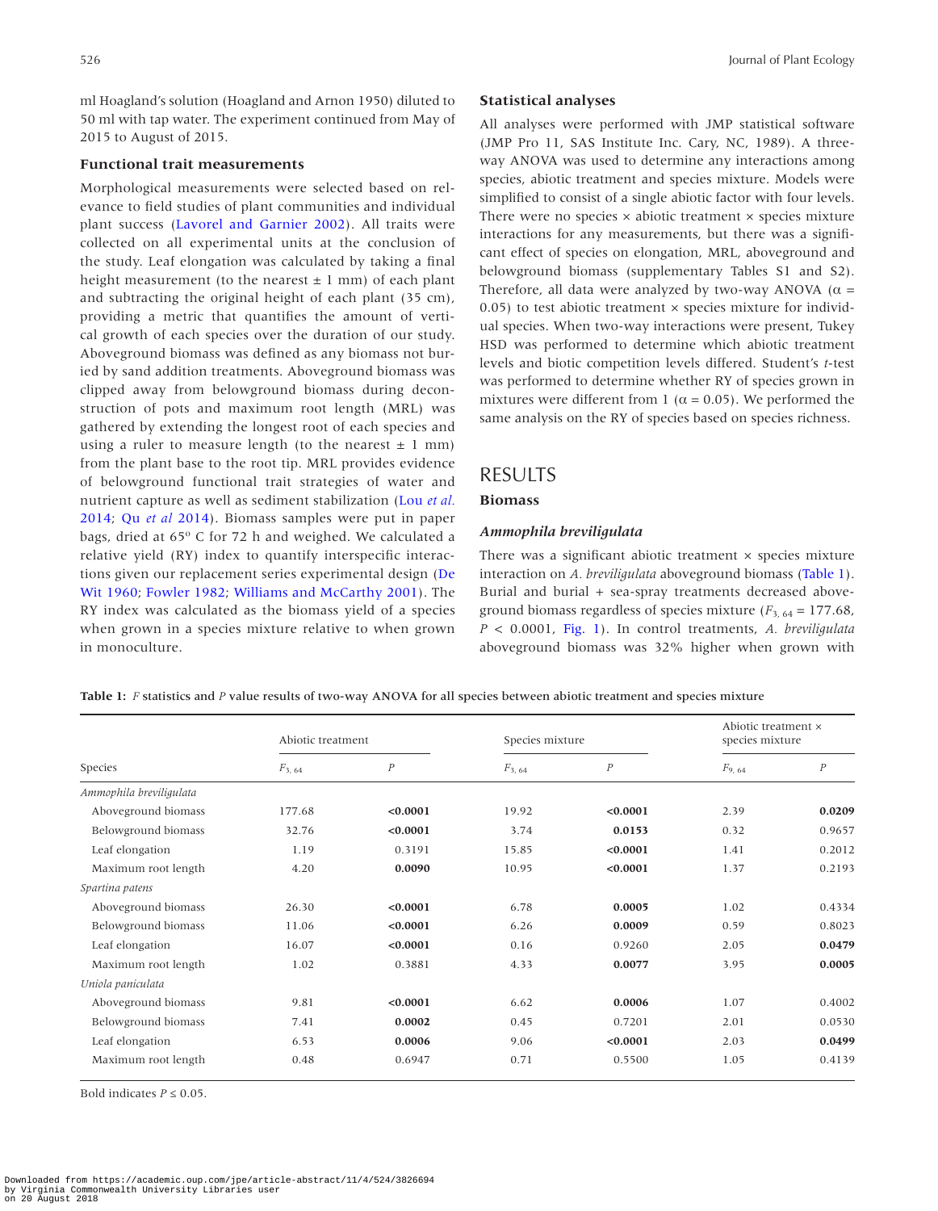ml Hoagland's solution (Hoagland and Arnon 1950) diluted to 50 ml with tap water. The experiment continued from May of 2015 to August of 2015.

### Functional trait measurements

Morphological measurements were selected based on relevance to field studies of plant communities and individual plant success (Lavorel and Garnier 2002). All traits were collected on all experimental units at the conclusion of the study. Leaf elongation was calculated by taking a final height measurement (to the nearest ± 1 mm) of each plant and subtracting the original height of each plant (35 cm), providing a metric that quantifies the amount of vertical growth of each species over the duration of our study. Aboveground biomass was defined as any biomass not buried by sand addition treatments. Aboveground biomass was clipped away from belowground biomass during deconstruction of pots and maximum root length (MRL) was gathered by extending the longest root of each species and using a ruler to measure length (to the nearest ± 1 mm) from the plant base to the root tip. MRL provides evidence of belowground functional trait strategies of water and nutrient capture as well as sediment stabilization (Lou *et al.* 2014; Qu *et al* 2014). Biomass samples were put in paper bags, dried at 65° C for 72 h and weighed. We calculated a relative yield (RY) index to quantify interspecific interactions given our replacement series experimental design (De Wit 1960; Fowler 1982; Williams and McCarthy 2001). The RY index was calculated as the biomass yield of a species when grown in a species mixture relative to when grown in monoculture.

### Statistical analyses

All analyses were performed with JMP statistical software (JMP Pro 11, SAS Institute Inc. Cary, NC, 1989). A three-way ANOVA was used to determine any interactions among species, abiotic treatment and species mixture. Models were simplified to consist of a single abiotic factor with four levels. There were no species × abiotic treatment × species mixture interactions for any measurements, but there was a significant effect of species on elongation, MRL, aboveground and belowground biomass (supplementary Tables S1 and S2). Therefore, all data were analyzed by two-way ANOVA ($\alpha$ = 0.05) to test abiotic treatment × species mixture for individual species. When two-way interactions were present, Tukey HSD was performed to determine which abiotic treatment levels and biotic competition levels differed. Student's *t*-test was performed to determine whether RY of species grown in mixtures were different from 1 ($\alpha$ = 0.05). We performed the same analysis on the RY of species based on species richness.

## RESULTS

### Biomass

#### *Ammophila breviligulata*

There was a significant abiotic treatment × species mixture interaction on *A. breviligulata* aboveground biomass (Table 1). Burial and burial + sea-spray treatments decreased aboveground biomass regardless of species mixture ($F_{3, 64}$ = 177.68, $P$ < 0.0001, Fig. 1). In control treatments, *A. breviligulata* aboveground biomass was 32% higher when grown with

**Table 1:** *F* statistics and *P* value results of two-way ANOVA for all species between abiotic treatment and species mixture

| Species | Abiotic treatment | | Species mixture | | Abiotic treatment × species mixture | |
|---|---|---|---|---|---|---|
| | $F_{3, 64}$ | $P$ | $F_{3, 64}$ | $P$ | $F_{9, 64}$ | $P$ |
| *Ammophila breviligulata* | | | | | | |
| Aboveground biomass | 177.68 | **<0.0001** | 19.92 | **<0.0001** | 2.39 | **0.0209** |
| Belowground biomass | 32.76 | **<0.0001** | 3.74 | **0.0153** | 0.32 | 0.9657 |
| Leaf elongation | 1.19 | 0.3191 | 15.85 | **<0.0001** | 1.41 | 0.2012 |
| Maximum root length | 4.20 | **0.0090** | 10.95 | **<0.0001** | 1.37 | 0.2193 |
| *Spartina patens* | | | | | | |
| Aboveground biomass | 26.30 | **<0.0001** | 6.78 | **0.0005** | 1.02 | 0.4334 |
| Belowground biomass | 11.06 | **<0.0001** | 6.26 | **0.0009** | 0.59 | 0.8023 |
| Leaf elongation | 16.07 | **<0.0001** | 0.16 | 0.9260 | 2.05 | **0.0479** |
| Maximum root length | 1.02 | 0.3881 | 4.33 | **0.0077** | 3.95 | **0.0005** |
| *Uniola paniculata* | | | | | | |
| Aboveground biomass | 9.81 | **<0.0001** | 6.62 | **0.0006** | 1.07 | 0.4002 |
| Belowground biomass | 7.41 | **0.0002** | 0.45 | 0.7201 | 2.01 | 0.0530 |
| Leaf elongation | 6.53 | **0.0006** | 9.06 | **<0.0001** | 2.03 | **0.0499** |
| Maximum root length | 0.48 | 0.6947 | 0.71 | 0.5500 | 1.05 | 0.4139 |

Bold indicates $P \leq 0.05$.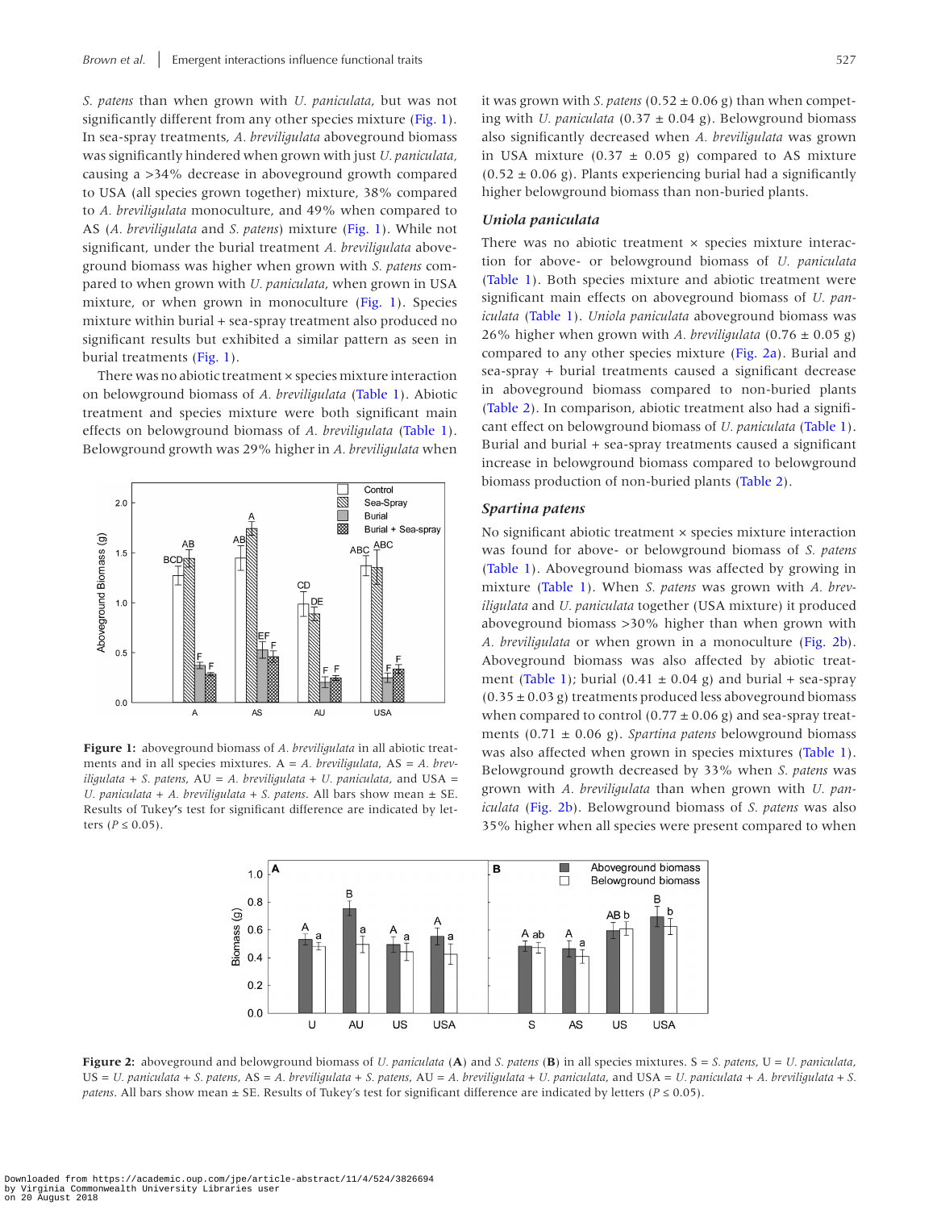*S. patens* than when grown with *U. paniculata*, but was not significantly different from any other species mixture (Fig. 1). In sea-spray treatments, *A. breviligulata* aboveground biomass was significantly hindered when grown with just *U. paniculata*, causing a >34% decrease in aboveground growth compared to USA (all species grown together) mixture, 38% compared to *A. breviligulata* monoculture, and 49% when compared to AS (*A. breviligulata* and *S. patens*) mixture (Fig. 1). While not significant, under the burial treatment *A. breviligulata* aboveground biomass was higher when grown with *S. patens* compared to when grown with *U. paniculata*, when grown in USA mixture, or when grown in monoculture (Fig. 1). Species mixture within burial + sea-spray treatment also produced no significant results but exhibited a similar pattern as seen in burial treatments (Fig. 1).

There was no abiotic treatment × species mixture interaction on belowground biomass of *A. breviligulata* (Table 1). Abiotic treatment and species mixture were both significant main effects on belowground biomass of *A. breviligulata* (Table 1). Belowground growth was 29% higher in *A. breviligulata* when it was grown with *S. patens* (0.52 ± 0.06 g) than when competing with *U. paniculata* (0.37 ± 0.04 g). Belowground biomass also significantly decreased when *A. breviligulata* was grown in USA mixture (0.37 ± 0.05 g) compared to AS mixture (0.52 ± 0.06 g). Plants experiencing burial had a significantly higher belowground biomass than non-buried plants.

**Figure 1:** aboveground biomass of *A. breviligulata* in all abiotic treatments and in all species mixtures. A = *A. breviligulata*, AS = *A. breviligulata* + *S. patens*, AU = *A. breviligulata* + *U. paniculata*, and USA = *U. paniculata* + *A. breviligulata* + *S. patens*. All bars show mean ± SE. Results of Tukey's test for significant difference are indicated by letters ($P \leq 0.05$).

### *Uniola paniculata*

There was no abiotic treatment × species mixture interaction for above- or belowground biomass of *U. paniculata* (Table 1). Both species mixture and abiotic treatment were significant main effects on aboveground biomass of *U. paniculata* (Table 1). *Uniola paniculata* aboveground biomass was 26% higher when grown with *A. breviligulata* (0.76 ± 0.05 g) compared to any other species mixture (Fig. 2a). Burial and sea-spray + burial treatments caused a significant decrease in aboveground biomass compared to non-buried plants (Table 2). In comparison, abiotic treatment also had a significant effect on belowground biomass of *U. paniculata* (Table 1). Burial and burial + sea-spray treatments caused a significant increase in belowground biomass compared to belowground biomass production of non-buried plants (Table 2).

### *Spartina patens*

No significant abiotic treatment × species mixture interaction was found for above- or belowground biomass of *S. patens* (Table 1). Aboveground biomass was affected by growing in mixture (Table 1). When *S. patens* was grown with *A. breviligulata* and *U. paniculata* together (USA mixture) it produced aboveground biomass >30% higher than when grown with *A. breviligulata* or when grown in a monoculture (Fig. 2b). Aboveground biomass was also affected by abiotic treatment (Table 1); burial (0.41 ± 0.04 g) and burial + sea-spray (0.35 ± 0.03 g) treatments produced less aboveground biomass when compared to control (0.77 ± 0.06 g) and sea-spray treatments (0.71 ± 0.06 g). *Spartina patens* belowground biomass was also affected when grown in species mixtures (Table 1). Belowground growth decreased by 33% when *S. patens* was grown with *A. breviligulata* than when grown with *U. paniculata* (Fig. 2b). Belowground biomass of *S. patens* was also 35% higher when all species were present compared to when

**Figure 2:** aboveground and belowground biomass of *U. paniculata* (**A**) and *S. patens* (**B**) in all species mixtures. S = *S. patens*, U = *U. paniculata*, US = *U. paniculata* + *S. patens*, AS = *A. breviligulata* + *S. patens*, AU = *A. breviligulata* + *U. paniculata*, and USA = *U. paniculata* + *A. breviligulata* + *S. patens*. All bars show mean ± SE. Results of Tukey's test for significant difference are indicated by letters ($P \leq 0.05$).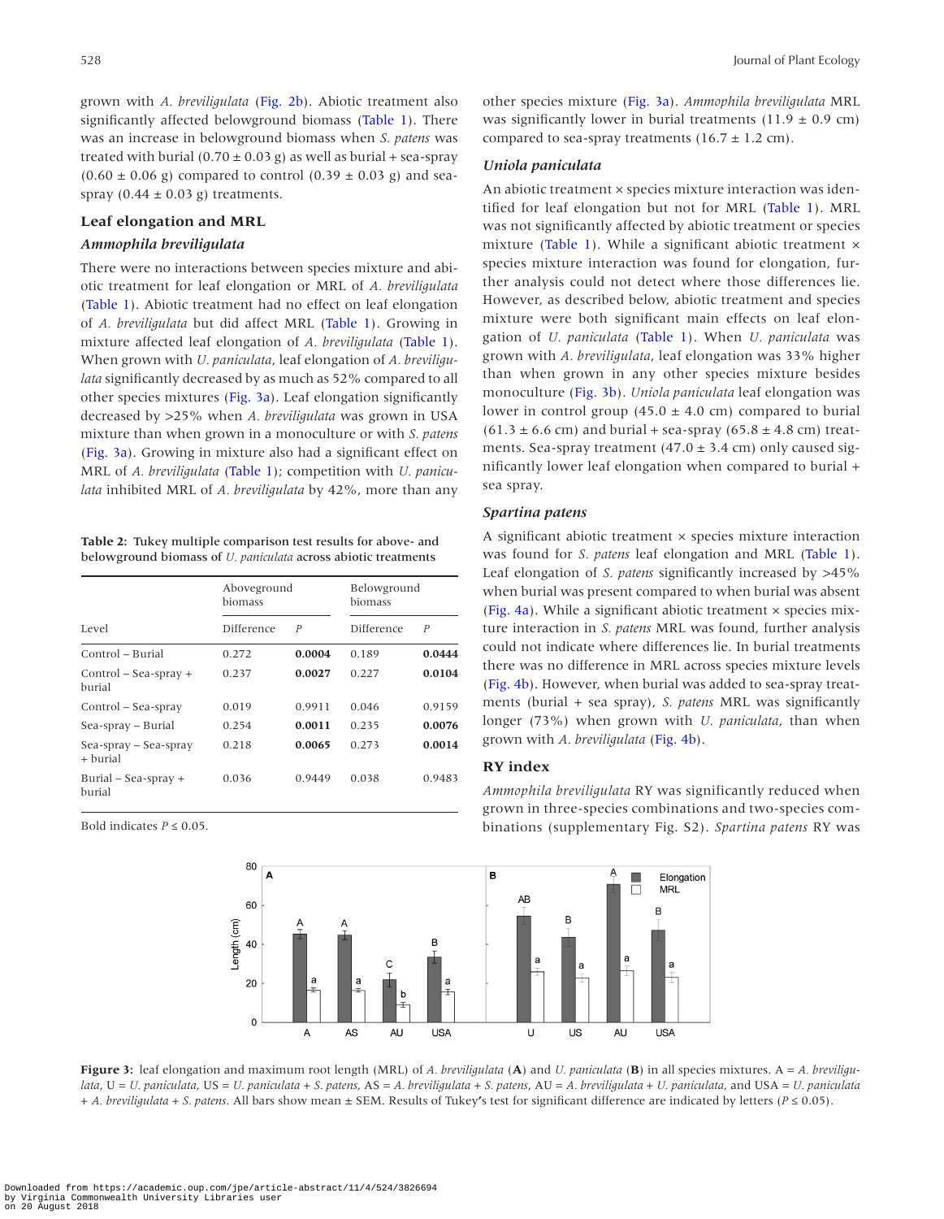grown with *A. breviligulata* (Fig. 2b). Abiotic treatment also significantly affected belowground biomass (Table 1). There was an increase in belowground biomass when *S. patens* was treated with burial (0.70 ± 0.03 g) as well as burial + sea-spray (0.60 ± 0.06 g) compared to control (0.39 ± 0.03 g) and sea-spray (0.44 ± 0.03 g) treatments.

## Leaf elongation and MRL

### *Ammophila breviligulata*

There were no interactions between species mixture and abiotic treatment for leaf elongation or MRL of *A. breviligulata* (Table 1). Abiotic treatment had no effect on leaf elongation of *A. breviligulata* but did affect MRL (Table 1). Growing in mixture affected leaf elongation of *A. breviligulata* (Table 1). When grown with *U. paniculata*, leaf elongation of *A. breviligulata* significantly decreased by as much as 52% compared to all other species mixtures (Fig. 3a). Leaf elongation significantly decreased by >25% when *A. breviligulata* was grown in USA mixture than when grown in a monoculture or with *S. patens* (Fig. 3a). Growing in mixture also had a significant effect on MRL of *A. breviligulata* (Table 1); competition with *U. paniculata* inhibited MRL of *A. breviligulata* by 42%, more than any other species mixture (Fig. 3a). *Ammophila breviligulata* MRL was significantly lower in burial treatments (11.9 ± 0.9 cm) compared to sea-spray treatments (16.7 ± 1.2 cm).

### *Uniola paniculata*

An abiotic treatment × species mixture interaction was identified for leaf elongation but not for MRL (Table 1). MRL was not significantly affected by abiotic treatment or species mixture (Table 1). While a significant abiotic treatment × species mixture interaction was found for elongation, further analysis could not detect where those differences lie. However, as described below, abiotic treatment and species mixture were both significant main effects on leaf elongation of *U. paniculata* (Table 1). When *U. paniculata* was grown with *A. breviligulata*, leaf elongation was 33% higher than when grown in any other species mixture besides monoculture (Fig. 3b). *Uniola paniculata* leaf elongation was lower in control group (45.0 ± 4.0 cm) compared to burial (61.3 ± 6.6 cm) and burial + sea-spray (65.8 ± 4.8 cm) treatments. Sea-spray treatment (47.0 ± 3.4 cm) only caused significantly lower leaf elongation when compared to burial + sea spray.

### *Spartina patens*

A significant abiotic treatment × species mixture interaction was found for *S. patens* leaf elongation and MRL (Table 1). Leaf elongation of *S. patens* significantly increased by >45% when burial was present compared to when burial was absent (Fig. 4a). While a significant abiotic treatment × species mixture interaction in *S. patens* MRL was found, further analysis could not indicate where differences lie. In burial treatments there was no difference in MRL across species mixture levels (Fig. 4b). However, when burial was added to sea-spray treatments (burial + sea spray), *S. patens* MRL was significantly longer (73%) when grown with *U. paniculata*, than when grown with *A. breviligulata* (Fig. 4b).

## RY index

*Ammophila breviligulata* RY was significantly reduced when grown in three-species combinations and two-species combinations (supplementary Fig. S2). *Spartina patens* RY was

**Table 2:** Tukey multiple comparison test results for above- and belowground biomass of *U. paniculata* across abiotic treatments

| | Aboveground biomass | | Belowground biomass | |
|---|---|---|---|---|
| Level | Difference | *P* | Difference | *P* |
| Control – Burial | 0.272 | **0.0004** | 0.189 | **0.0444** |
| Control – Sea-spray + burial | 0.237 | **0.0027** | 0.227 | **0.0104** |
| Control – Sea-spray | 0.019 | 0.9911 | 0.046 | 0.9159 |
| Sea-spray – Burial | 0.254 | **0.0011** | 0.235 | **0.0076** |
| Sea-spray – Sea-spray + burial | 0.218 | **0.0065** | 0.273 | **0.0014** |
| Burial – Sea-spray + burial | 0.036 | 0.9449 | 0.038 | 0.9483 |

Bold indicates $P \leq 0.05$.

**Figure 3:** leaf elongation and maximum root length (MRL) of *A. breviligulata* (**A**) and *U. paniculata* (**B**) in all species mixtures. A = *A. breviligulata*, U = *U. paniculata*, US = *U. paniculata* + *S. patens*, AS = *A. breviligulata* + *S. patens*, AU = *A. breviligulata* + *U. paniculata*, and USA = *U. paniculata* + *A. breviligulata* + *S. patens*. All bars show mean ± SEM. Results of Tukey's test for significant difference are indicated by letters ($P \leq 0.05$).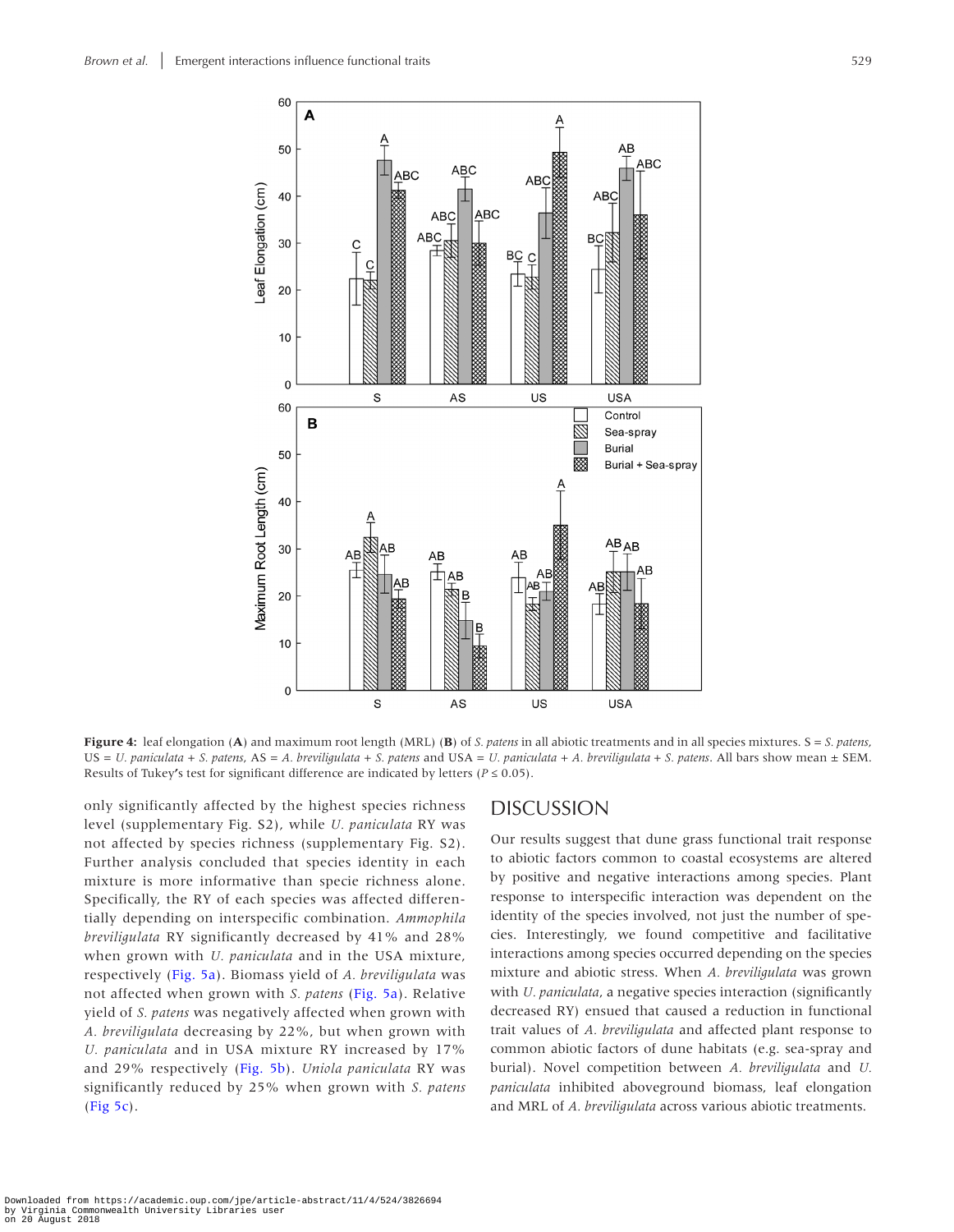**Figure 4:** leaf elongation (**A**) and maximum root length (MRL) (**B**) of *S. patens* in all abiotic treatments and in all species mixtures. S = *S. patens*, US = *U. paniculata* + *S. patens*, AS = *A. breviligulata* + *S. patens* and USA = *U. paniculata* + *A. breviligulata* + *S. patens*. All bars show mean ± SEM. Results of Tukey's test for significant difference are indicated by letters ($P \leq 0.05$).

only significantly affected by the highest species richness level (supplementary Fig. S2), while *U. paniculata* RY was not affected by species richness (supplementary Fig. S2). Further analysis concluded that species identity in each mixture is more informative than specie richness alone. Specifically, the RY of each species was affected differentially depending on interspecific combination. *Ammophila breviligulata* RY significantly decreased by 41% and 28% when grown with *U. paniculata* and in the USA mixture, respectively (Fig. 5a). Biomass yield of *A. breviligulata* was not affected when grown with *S. patens* (Fig. 5a). Relative yield of *S. patens* was negatively affected when grown with *A. breviligulata* decreasing by 22%, but when grown with *U. paniculata* and in USA mixture RY increased by 17% and 29% respectively (Fig. 5b). *Uniola paniculata* RY was significantly reduced by 25% when grown with *S. patens* (Fig 5c).

## DISCUSSION

Our results suggest that dune grass functional trait response to abiotic factors common to coastal ecosystems are altered by positive and negative interactions among species. Plant response to interspecific interaction was dependent on the identity of the species involved, not just the number of species. Interestingly, we found competitive and facilitative interactions among species occurred depending on the species mixture and abiotic stress. When *A. breviligulata* was grown with *U. paniculata*, a negative species interaction (significantly decreased RY) ensued that caused a reduction in functional trait values of *A. breviligulata* and affected plant response to common abiotic factors of dune habitats (e.g. sea-spray and burial). Novel competition between *A. breviligulata* and *U. paniculata* inhibited aboveground biomass, leaf elongation and MRL of *A. breviligulata* across various abiotic treatments.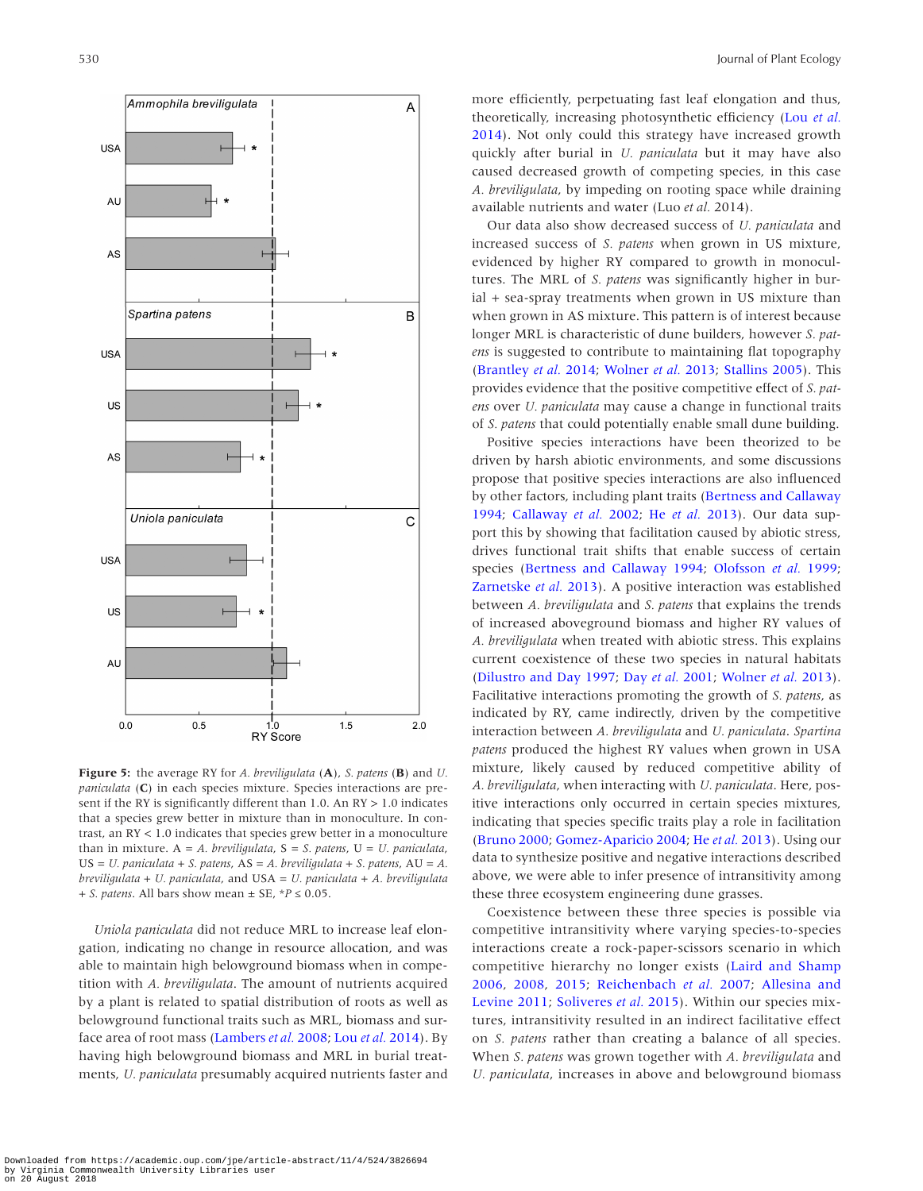**Figure 5:** the average RY for *A. breviligulata* (**A**), *S. patens* (**B**) and *U. paniculata* (**C**) in each species mixture. Species interactions are present if the RY is significantly different than 1.0. An RY > 1.0 indicates that a species grew better in mixture than in monoculture. In contrast, an RY < 1.0 indicates that species grew better in a monoculture than in mixture. A = *A. breviligulata*, S = *S. patens*, U = *U. paniculata*, US = *U. paniculata* + *S. patens*, AS = *A. breviligulata* + *S. patens*, AU = *A. breviligulata* + *U. paniculata*, and USA = *U. paniculata* + *A. breviligulata* + *S. patens*. All bars show mean ± SE, *P ≤ 0.05.

*Uniola paniculata* did not reduce MRL to increase leaf elongation, indicating no change in resource allocation, and was able to maintain high belowground biomass when in competition with *A. breviligulata*. The amount of nutrients acquired by a plant is related to spatial distribution of roots as well as belowground functional traits such as MRL, biomass and surface area of root mass (Lambers *et al.* 2008; Lou *et al.* 2014). By having high belowground biomass and MRL in burial treatments, *U. paniculata* presumably acquired nutrients faster and more efficiently, perpetuating fast leaf elongation and thus, theoretically, increasing photosynthetic efficiency (Lou *et al.* 2014). Not only could this strategy have increased growth quickly after burial in *U. paniculata* but it may have also caused decreased growth of competing species, in this case *A. breviligulata*, by impeding on rooting space while draining available nutrients and water (Luo *et al.* 2014).

Our data also show decreased success of *U. paniculata* and increased success of *S. patens* when grown in US mixture, evidenced by higher RY compared to growth in monocultures. The MRL of *S. patens* was significantly higher in burial + sea-spray treatments when grown in US mixture than when grown in AS mixture. This pattern is of interest because longer MRL is characteristic of dune builders, however *S. patens* is suggested to contribute to maintaining flat topography (Brantley *et al.* 2014; Wolner *et al.* 2013; Stallins 2005). This provides evidence that the positive competitive effect of *S. patens* over *U. paniculata* may cause a change in functional traits of *S. patens* that could potentially enable small dune building.

Positive species interactions have been theorized to be driven by harsh abiotic environments, and some discussions propose that positive species interactions are also influenced by other factors, including plant traits (Bertness and Callaway 1994; Callaway *et al.* 2002; He *et al.* 2013). Our data support this by showing that facilitation caused by abiotic stress, drives functional trait shifts that enable success of certain species (Bertness and Callaway 1994; Olofsson *et al.* 1999; Zarnetske *et al.* 2013). A positive interaction was established between *A. breviligulata* and *S. patens* that explains the trends of increased aboveground biomass and higher RY values of *A. breviligulata* when treated with abiotic stress. This explains current coexistence of these two species in natural habitats (Dilustro and Day 1997; Day *et al.* 2001; Wolner *et al.* 2013). Facilitative interactions promoting the growth of *S. patens*, as indicated by RY, came indirectly, driven by the competitive interaction between *A. breviligulata* and *U. paniculata*. *Spartina patens* produced the highest RY values when grown in USA mixture, likely caused by reduced competitive ability of *A. breviligulata*, when interacting with *U. paniculata*. Here, positive interactions only occurred in certain species mixtures, indicating that species specific traits play a role in facilitation (Bruno 2000; Gomez-Aparicio 2004; He *et al.* 2013). Using our data to synthesize positive and negative interactions described above, we were able to infer presence of intransitivity among these three ecosystem engineering dune grasses.

Coexistence between these three species is possible via competitive intransitivity where varying species-to-species interactions create a rock-paper-scissors scenario in which competitive hierarchy no longer exists (Laird and Shamp 2006, 2008, 2015; Reichenbach *et al.* 2007; Allesina and Levine 2011; Soliveres *et al.* 2015). Within our species mixtures, intransitivity resulted in an indirect facilitative effect on *S. patens* rather than creating a balance of all species. When *S. patens* was grown together with *A. breviligulata* and *U. paniculata*, increases in above and belowground biomass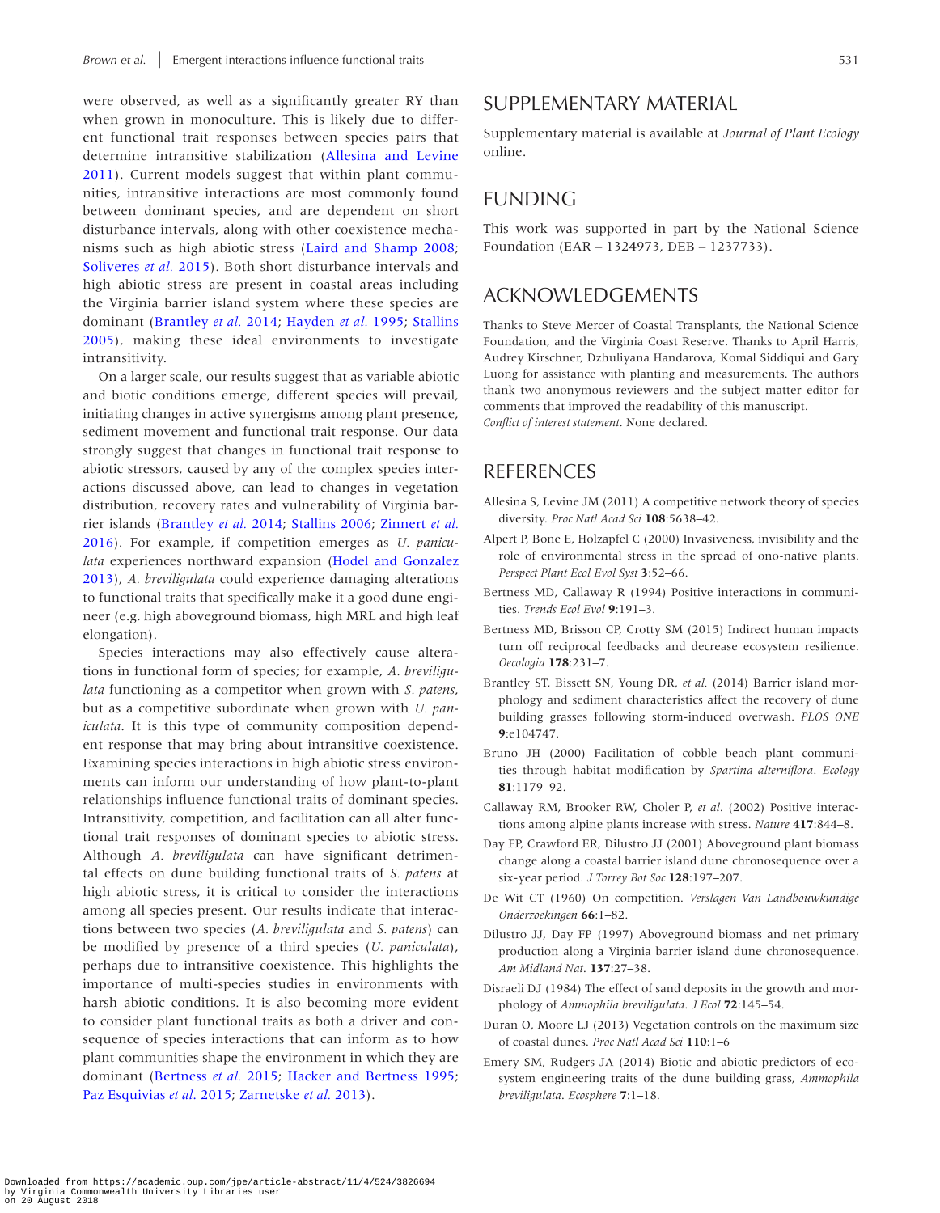were observed, as well as a significantly greater RY than when grown in monoculture. This is likely due to different functional trait responses between species pairs that determine intransitive stabilization (Allesina and Levine 2011). Current models suggest that within plant communities, intransitive interactions are most commonly found between dominant species, and are dependent on short disturbance intervals, along with other coexistence mechanisms such as high abiotic stress (Laird and Shamp 2008; Soliveres *et al.* 2015). Both short disturbance intervals and high abiotic stress are present in coastal areas including the Virginia barrier island system where these species are dominant (Brantley *et al.* 2014; Hayden *et al.* 1995; Stallins 2005), making these ideal environments to investigate intransitivity.

On a larger scale, our results suggest that as variable abiotic and biotic conditions emerge, different species will prevail, initiating changes in active synergisms among plant presence, sediment movement and functional trait response. Our data strongly suggest that changes in functional trait response to abiotic stressors, caused by any of the complex species interactions discussed above, can lead to changes in vegetation distribution, recovery rates and vulnerability of Virginia barrier islands (Brantley *et al.* 2014; Stallins 2006; Zinnert *et al.* 2016). For example, if competition emerges as *U. paniculata* experiences northward expansion (Hodel and Gonzalez 2013), *A. breviligulata* could experience damaging alterations to functional traits that specifically make it a good dune engineer (e.g. high aboveground biomass, high MRL and high leaf elongation).

Species interactions may also effectively cause alterations in functional form of species; for example, *A. breviligulata* functioning as a competitor when grown with *S. patens*, but as a competitive subordinate when grown with *U. paniculata*. It is this type of community composition dependent response that may bring about intransitive coexistence. Examining species interactions in high abiotic stress environments can inform our understanding of how plant-to-plant relationships influence functional traits of dominant species. Intransitivity, competition, and facilitation can all alter functional trait responses of dominant species to abiotic stress. Although *A. breviligulata* can have significant detrimental effects on dune building functional traits of *S. patens* at high abiotic stress, it is critical to consider the interactions among all species present. Our results indicate that interactions between two species (*A. breviligulata* and *S. patens*) can be modified by presence of a third species (*U. paniculata*), perhaps due to intransitive coexistence. This highlights the importance of multi-species studies in environments with harsh abiotic conditions. It is also becoming more evident to consider plant functional traits as both a driver and consequence of species interactions that can inform as to how plant communities shape the environment in which they are dominant (Bertness *et al.* 2015; Hacker and Bertness 1995; Paz Esquivias *et al*. 2015; Zarnetske *et al.* 2013).

## SUPPLEMENTARY MATERIAL

Supplementary material is available at *Journal of Plant Ecology* online.

## FUNDING

This work was supported in part by the National Science Foundation (EAR – 1324973, DEB – 1237733).

## ACKNOWLEDGEMENTS

Thanks to Steve Mercer of Coastal Transplants, the National Science Foundation, and the Virginia Coast Reserve. Thanks to April Harris, Audrey Kirschner, Dzhuliyana Handarova, Komal Siddiqui and Gary Luong for assistance with planting and measurements. The authors thank two anonymous reviewers and the subject matter editor for comments that improved the readability of this manuscript.
*Conflict of interest statement*. None declared.

## REFERENCES

Allesina S, Levine JM (2011) A competitive network theory of species diversity. *Proc Natl Acad Sci* **108**:5638–42.

Alpert P, Bone E, Holzapfel C (2000) Invasiveness, invisibility and the role of environmental stress in the spread of ono-native plants. *Perspect Plant Ecol Evol Syst* **3**:52–66.

Bertness MD, Callaway R (1994) Positive interactions in communities. *Trends Ecol Evol* **9**:191–3.

Bertness MD, Brisson CP, Crotty SM (2015) Indirect human impacts turn off reciprocal feedbacks and decrease ecosystem resilience. *Oecologia* **178**:231–7.

Brantley ST, Bissett SN, Young DR, *et al.* (2014) Barrier island morphology and sediment characteristics affect the recovery of dune building grasses following storm-induced overwash. *PLOS ONE* **9**:e104747.

Bruno JH (2000) Facilitation of cobble beach plant communities through habitat modification by *Spartina alterniflora*. *Ecology* **81**:1179–92.

Callaway RM, Brooker RW, Choler P, *et al*. (2002) Positive interactions among alpine plants increase with stress. *Nature* **417**:844–8.

Day FP, Crawford ER, Dilustro JJ (2001) Aboveground plant biomass change along a coastal barrier island dune chronosequence over a six-year period. *J Torrey Bot Soc* **128**:197–207.

De Wit CT (1960) On competition. *Verslagen Van Landbouwkundige Onderzoekingen* **66**:1–82.

Dilustro JJ, Day FP (1997) Aboveground biomass and net primary production along a Virginia barrier island dune chronosequence. *Am Midland Nat*. **137**:27–38.

Disraeli DJ (1984) The effect of sand deposits in the growth and morphology of *Ammophila breviligulata*. *J Ecol* **72**:145–54.

Duran O, Moore LJ (2013) Vegetation controls on the maximum size of coastal dunes. *Proc Natl Acad Sci* **110**:1–6

Emery SM, Rudgers JA (2014) Biotic and abiotic predictors of ecosystem engineering traits of the dune building grass, *Ammophila breviligulata*. *Ecosphere* **7**:1–18.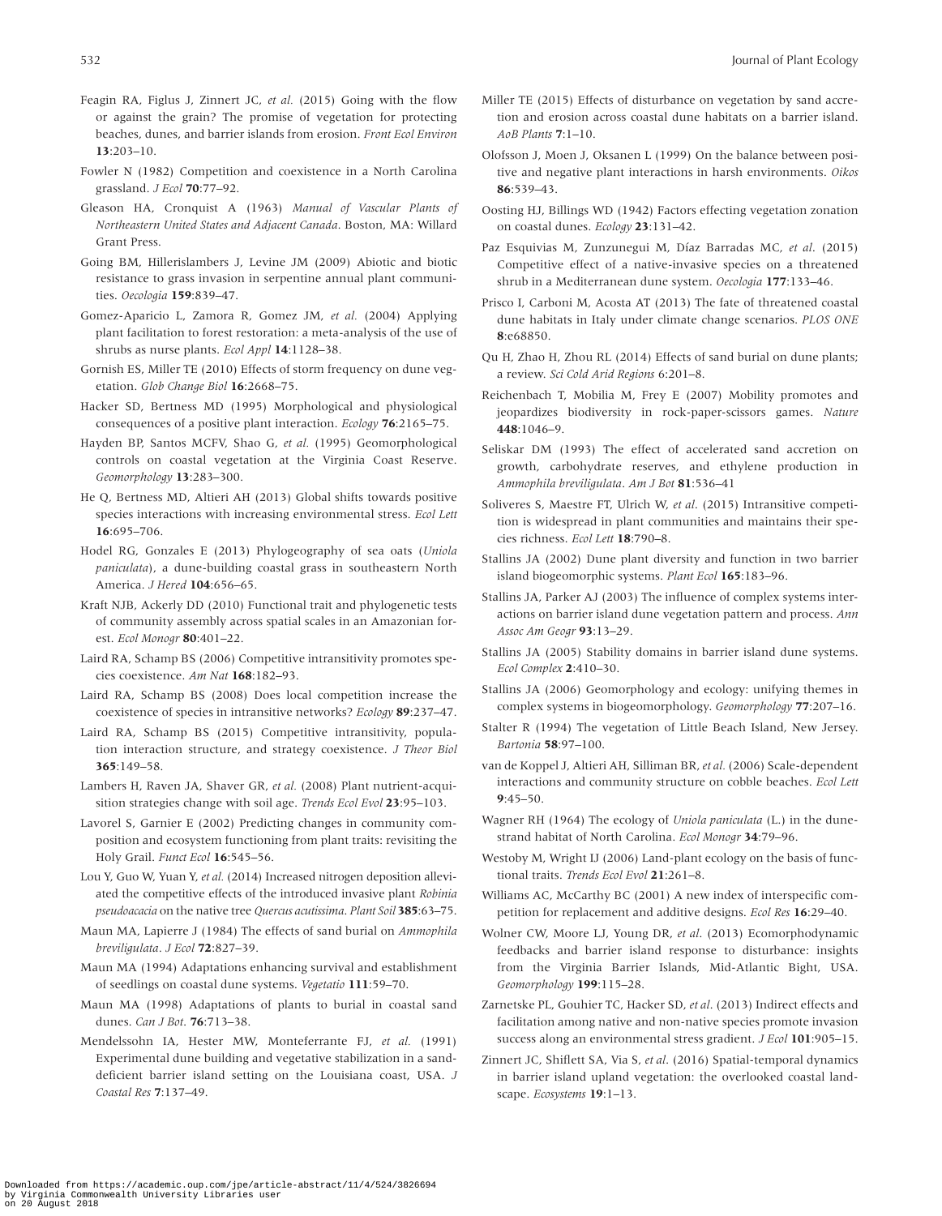Feagin RA, Figlus J, Zinnert JC, *et al.* (2015) Going with the flow or against the grain? The promise of vegetation for protecting beaches, dunes, and barrier islands from erosion. *Front Ecol Environ* **13**:203–10.

Fowler N (1982) Competition and coexistence in a North Carolina grassland. *J Ecol* **70**:77–92.

Gleason HA, Cronquist A (1963) *Manual of Vascular Plants of Northeastern United States and Adjacent Canada*. Boston, MA: Willard Grant Press.

Going BM, Hillerislambers J, Levine JM (2009) Abiotic and biotic resistance to grass invasion in serpentine annual plant communities. *Oecologia* **159**:839–47.

Gomez-Aparicio L, Zamora R, Gomez JM, *et al.* (2004) Applying plant facilitation to forest restoration: a meta-analysis of the use of shrubs as nurse plants. *Ecol Appl* **14**:1128–38.

Gornish ES, Miller TE (2010) Effects of storm frequency on dune vegetation. *Glob Change Biol* **16**:2668–75.

Hacker SD, Bertness MD (1995) Morphological and physiological consequences of a positive plant interaction. *Ecology* **76**:2165–75.

Hayden BP, Santos MCFV, Shao G, *et al.* (1995) Geomorphological controls on coastal vegetation at the Virginia Coast Reserve. *Geomorphology* **13**:283–300.

He Q, Bertness MD, Altieri AH (2013) Global shifts towards positive species interactions with increasing environmental stress. *Ecol Lett* **16**:695–706.

Hodel RG, Gonzales E (2013) Phylogeography of sea oats (*Uniola paniculata*), a dune-building coastal grass in southeastern North America. *J Hered* **104**:656–65.

Kraft NJB, Ackerly DD (2010) Functional trait and phylogenetic tests of community assembly across spatial scales in an Amazonian forest. *Ecol Monogr* **80**:401–22.

Laird RA, Schamp BS (2006) Competitive intransitivity promotes species coexistence. *Am Nat* **168**:182–93.

Laird RA, Schamp BS (2008) Does local competition increase the coexistence of species in intransitive networks? *Ecology* **89**:237–47.

Laird RA, Schamp BS (2015) Competitive intransitivity, population interaction structure, and strategy coexistence. *J Theor Biol* **365**:149–58.

Lambers H, Raven JA, Shaver GR, *et al.* (2008) Plant nutrient-acquisition strategies change with soil age. *Trends Ecol Evol* **23**:95–103.

Lavorel S, Garnier E (2002) Predicting changes in community composition and ecosystem functioning from plant traits: revisiting the Holy Grail. *Funct Ecol* **16**:545–56.

Lou Y, Guo W, Yuan Y, *et al.* (2014) Increased nitrogen deposition alleviated the competitive effects of the introduced invasive plant *Robinia pseudoacacia* on the native tree *Quercus acutissima*. *Plant Soil* **385**:63–75.

Maun MA, Lapierre J (1984) The effects of sand burial on *Ammophila breviligulata*. *J Ecol* **72**:827–39.

Maun MA (1994) Adaptations enhancing survival and establishment of seedlings on coastal dune systems. *Vegetatio* **111**:59–70.

Maun MA (1998) Adaptations of plants to burial in coastal sand dunes. *Can J Bot*. **76**:713–38.

Mendelssohn IA, Hester MW, Monteferrante FJ, *et al.* (1991) Experimental dune building and vegetative stabilization in a sand-deficient barrier island setting on the Louisiana coast, USA. *J Coastal Res* **7**:137–49.

Miller TE (2015) Effects of disturbance on vegetation by sand accretion and erosion across coastal dune habitats on a barrier island. *AoB Plants* **7**:1–10.

Olofsson J, Moen J, Oksanen L (1999) On the balance between positive and negative plant interactions in harsh environments. *Oikos* **86**:539–43.

Oosting HJ, Billings WD (1942) Factors effecting vegetation zonation on coastal dunes. *Ecology* **23**:131–42.

Paz Esquivias M, Zunzunegui M, Díaz Barradas MC, *et al.* (2015) Competitive effect of a native-invasive species on a threatened shrub in a Mediterranean dune system. *Oecologia* **177**:133–46.

Prisco I, Carboni M, Acosta AT (2013) The fate of threatened coastal dune habitats in Italy under climate change scenarios. *PLOS ONE* **8**:e68850.

Qu H, Zhao H, Zhou RL (2014) Effects of sand burial on dune plants; a review. *Sci Cold Arid Regions* 6:201–8.

Reichenbach T, Mobilia M, Frey E (2007) Mobility promotes and jeopardizes biodiversity in rock-paper-scissors games. *Nature* **448**:1046–9.

Seliskar DM (1993) The effect of accelerated sand accretion on growth, carbohydrate reserves, and ethylene production in *Ammophila breviligulata*. *Am J Bot* **81**:536–41

Soliveres S, Maestre FT, Ulrich W, *et al*. (2015) Intransitive competition is widespread in plant communities and maintains their species richness. *Ecol Lett* **18**:790–8.

Stallins JA (2002) Dune plant diversity and function in two barrier island biogeomorphic systems. *Plant Ecol* **165**:183–96.

Stallins JA, Parker AJ (2003) The influence of complex systems interactions on barrier island dune vegetation pattern and process. *Ann Assoc Am Geogr* **93**:13–29.

Stallins JA (2005) Stability domains in barrier island dune systems. *Ecol Complex* **2**:410–30.

Stallins JA (2006) Geomorphology and ecology: unifying themes in complex systems in biogeomorphology. *Geomorphology* **77**:207–16.

Stalter R (1994) The vegetation of Little Beach Island, New Jersey. *Bartonia* **58**:97–100.

van de Koppel J, Altieri AH, Silliman BR, *et al.* (2006) Scale-dependent interactions and community structure on cobble beaches. *Ecol Lett* **9**:45–50.

Wagner RH (1964) The ecology of *Uniola paniculata* (L.) in the dune-strand habitat of North Carolina. *Ecol Monogr* **34**:79–96.

Westoby M, Wright IJ (2006) Land-plant ecology on the basis of functional traits. *Trends Ecol Evol* **21**:261–8.

Williams AC, McCarthy BC (2001) A new index of interspecific competition for replacement and additive designs. *Ecol Res* **16**:29–40.

Wolner CW, Moore LJ, Young DR, *et al*. (2013) Ecomorphodynamic feedbacks and barrier island response to disturbance: insights from the Virginia Barrier Islands, Mid-Atlantic Bight, USA. *Geomorphology* **199**:115–28.

Zarnetske PL, Gouhier TC, Hacker SD, *et al*. (2013) Indirect effects and facilitation among native and non-native species promote invasion success along an environmental stress gradient. *J Ecol* **101**:905–15.

Zinnert JC, Shiflett SA, Via S, *et al*. (2016) Spatial-temporal dynamics in barrier island upland vegetation: the overlooked coastal landscape. *Ecosystems* **19**:1–13.